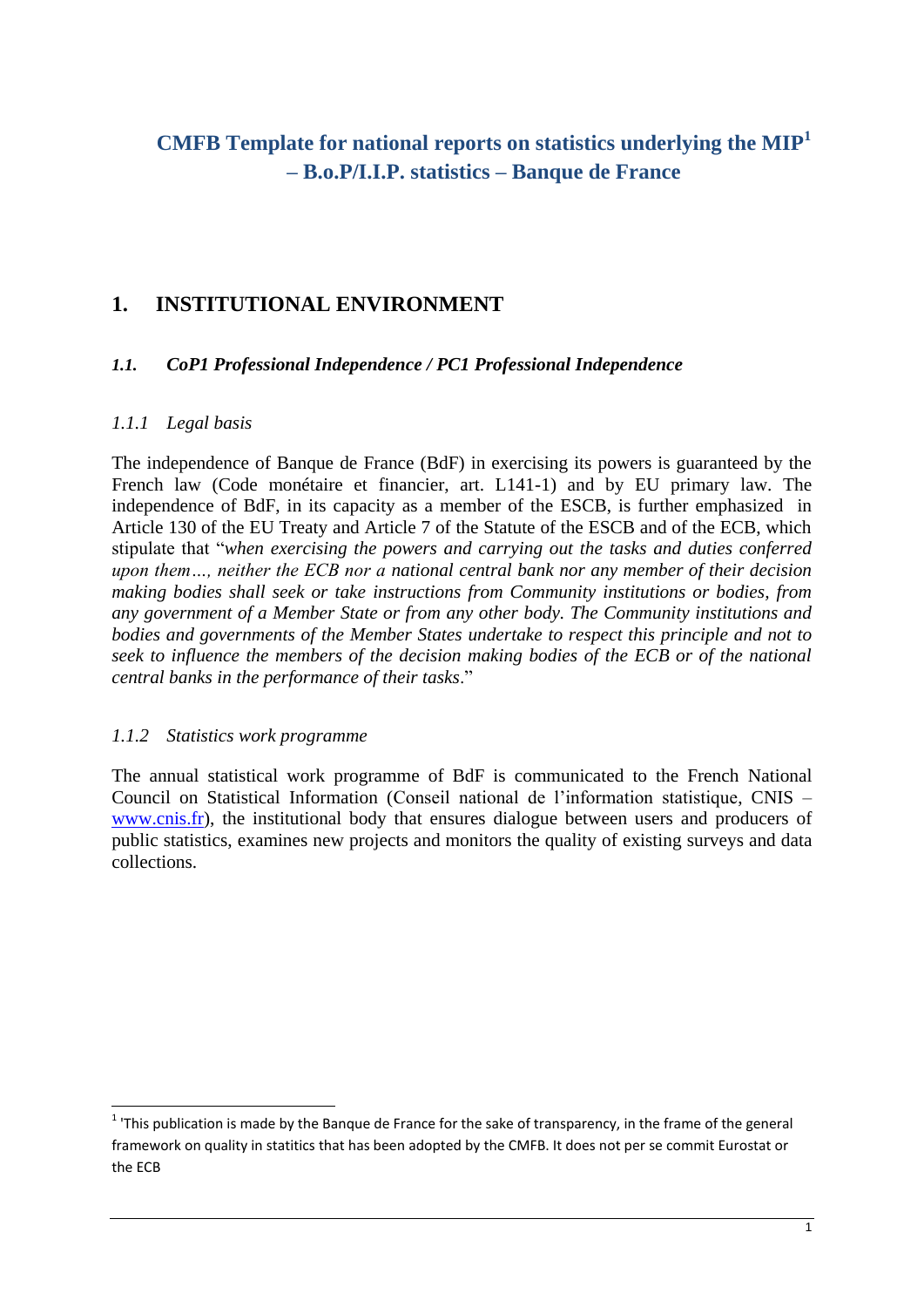# CMFB Template for national reports on statistics underlying the MIP[1] – B.o.P/I.I.P. statistics – Banque de France

## 1. INSTITUTIONAL ENVIRONMENT

### *1.1. CoP1 Professional Independence / PC1 Professional Independence*

#### *1.1.1 Legal basis*

The independence of Banque de France (BdF) in exercising its powers is guaranteed by the French law (Code monétaire et financier, art. L141-1) and by EU primary law. The independence of BdF, in its capacity as a member of the ESCB, is further emphasized in Article 130 of the EU Treaty and Article 7 of the Statute of the ESCB and of the ECB, which stipulate that "*when exercising the powers and carrying out the tasks and duties conferred upon them…, neither the ECB nor a national central bank nor any member of their decision making bodies shall seek or take instructions from Community institutions or bodies, from any government of a Member State or from any other body. The Community institutions and bodies and governments of the Member States undertake to respect this principle and not to seek to influence the members of the decision making bodies of the ECB or of the national central banks in the performance of their tasks*."

#### *1.1.2 Statistics work programme*

The annual statistical work programme of BdF is communicated to the French National Council on Statistical Information (Conseil national de l'information statistique, CNIS – [www.cnis.fr](http://www.cnis.fr)), the institutional body that ensures dialogue between users and producers of public statistics, examines new projects and monitors the quality of existing surveys and data collections.

---

[1] 'This publication is made by the Banque de France for the sake of transparency, in the frame of the general framework on quality in statitics that has been adopted by the CMFB. It does not per se commit Eurostat or the ECB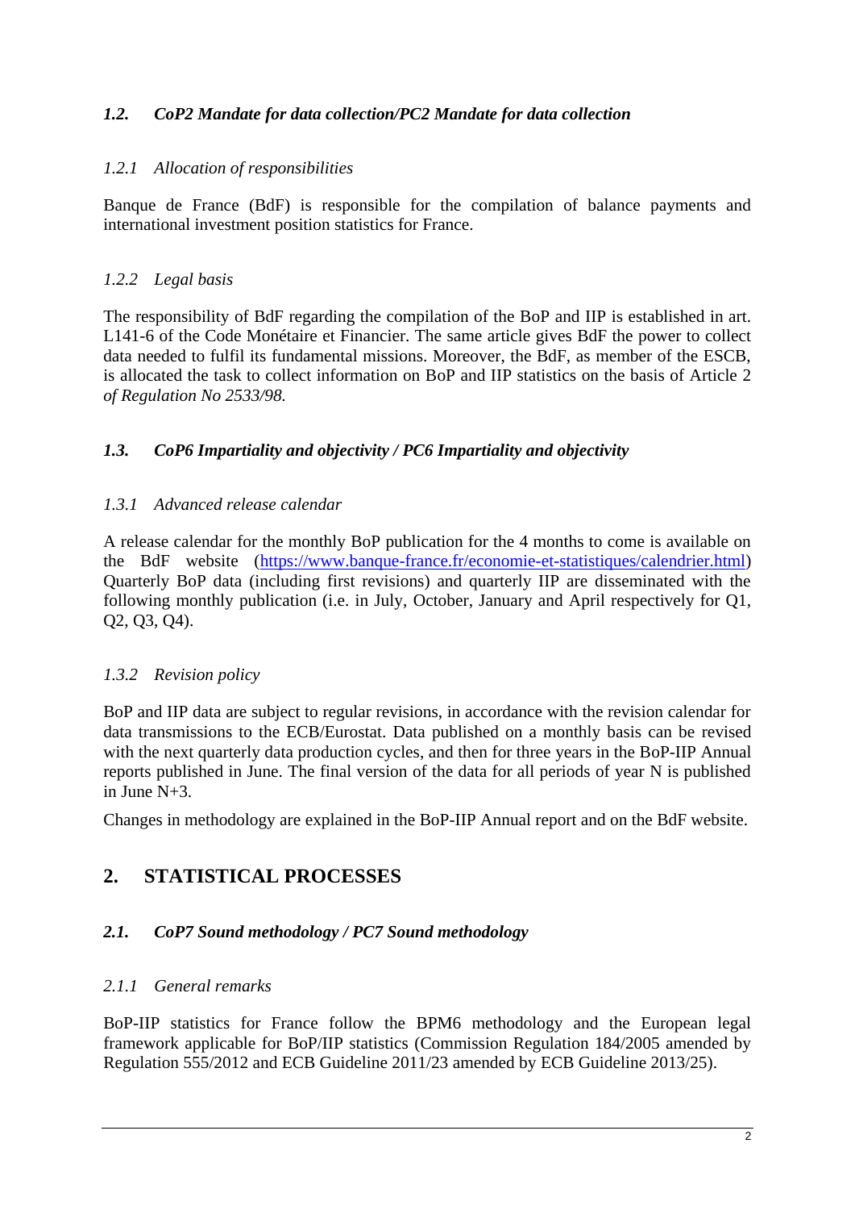### *1.2. CoP2 Mandate for data collection/PC2 Mandate for data collection*

#### *1.2.1 Allocation of responsibilities*

Banque de France (BdF) is responsible for the compilation of balance payments and international investment position statistics for France.

#### *1.2.2 Legal basis*

The responsibility of BdF regarding the compilation of the BoP and IIP is established in art. L141-6 of the Code Monétaire et Financier. The same article gives BdF the power to collect data needed to fulfil its fundamental missions. Moreover, the BdF, as member of the ESCB, is allocated the task to collect information on BoP and IIP statistics on the basis of Article 2 *of Regulation No 2533/98.*

### *1.3. CoP6 Impartiality and objectivity / PC6 Impartiality and objectivity*

#### *1.3.1 Advanced release calendar*

A release calendar for the monthly BoP publication for the 4 months to come is available on the BdF website ([https://www.banque-france.fr/economie-et-statistiques/calendrier.html](https://www.banque-france.fr/economie-et-statistiques/calendrier.html)) Quarterly BoP data (including first revisions) and quarterly IIP are disseminated with the following monthly publication (i.e. in July, October, January and April respectively for Q1, Q2, Q3, Q4).

#### *1.3.2 Revision policy*

BoP and IIP data are subject to regular revisions, in accordance with the revision calendar for data transmissions to the ECB/Eurostat. Data published on a monthly basis can be revised with the next quarterly data production cycles, and then for three years in the BoP-IIP Annual reports published in June. The final version of the data for all periods of year N is published in June N+3.

Changes in methodology are explained in the BoP-IIP Annual report and on the BdF website.

## 2. STATISTICAL PROCESSES

### *2.1. CoP7 Sound methodology / PC7 Sound methodology*

#### *2.1.1 General remarks*

BoP-IIP statistics for France follow the BPM6 methodology and the European legal framework applicable for BoP/IIP statistics (Commission Regulation 184/2005 amended by Regulation 555/2012 and ECB Guideline 2011/23 amended by ECB Guideline 2013/25).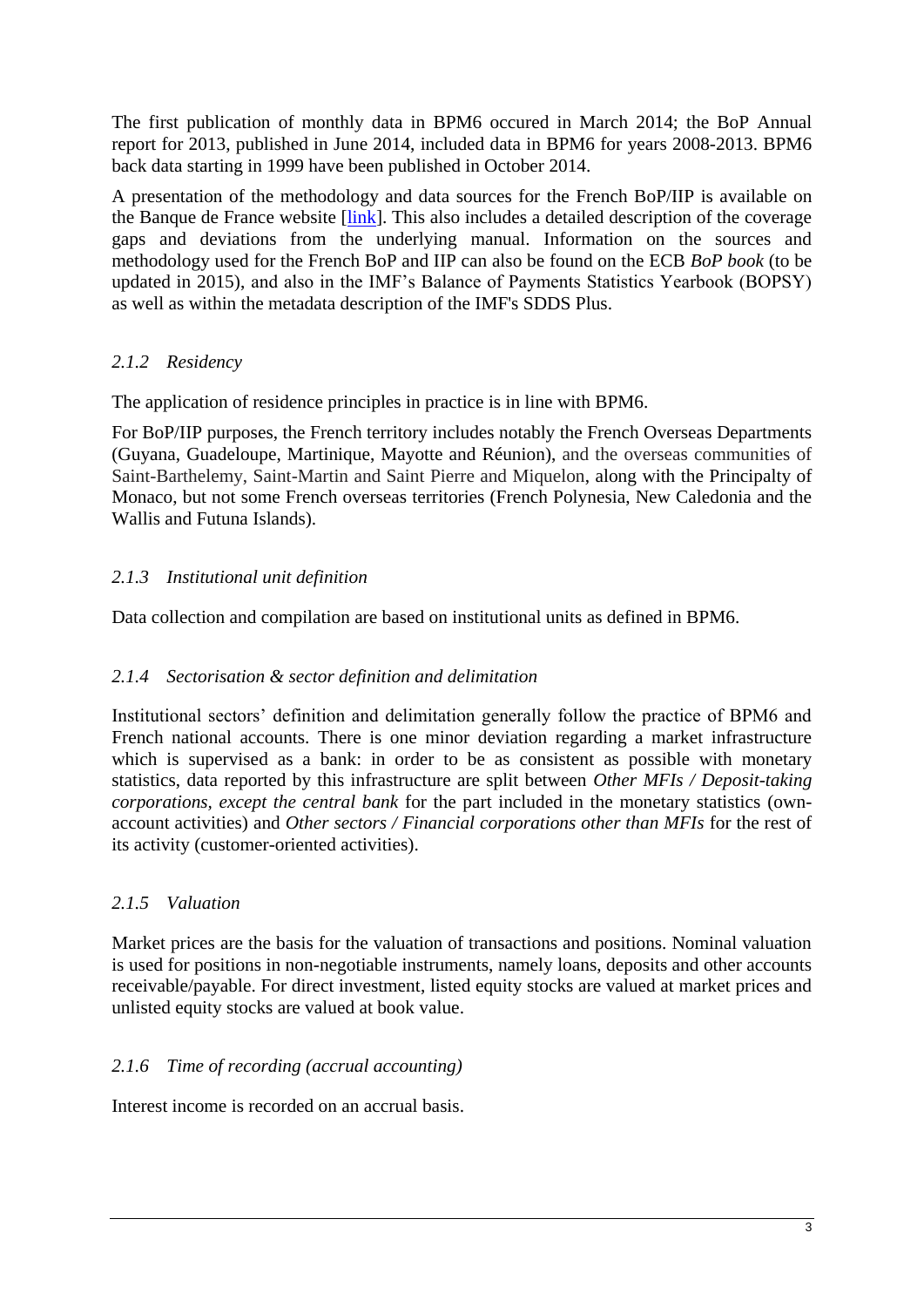The first publication of monthly data in BPM6 occured in March 2014; the BoP Annual report for 2013, published in June 2014, included data in BPM6 for years 2008-2013. BPM6 back data starting in 1999 have been published in October 2014.

A presentation of the methodology and data sources for the French BoP/IIP is available on the Banque de France website [link]. This also includes a detailed description of the coverage gaps and deviations from the underlying manual. Information on the sources and methodology used for the French BoP and IIP can also be found on the ECB *BoP book* (to be updated in 2015), and also in the IMF's Balance of Payments Statistics Yearbook (BOPSY) as well as within the metadata description of the IMF's SDDS Plus.

### *2.1.2 Residency*

The application of residence principles in practice is in line with BPM6.

For BoP/IIP purposes, the French territory includes notably the French Overseas Departments (Guyana, Guadeloupe, Martinique, Mayotte and Réunion), and the overseas communities of Saint-Barthelemy, Saint-Martin and Saint Pierre and Miquelon, along with the Principalty of Monaco, but not some French overseas territories (French Polynesia, New Caledonia and the Wallis and Futuna Islands).

### *2.1.3 Institutional unit definition*

Data collection and compilation are based on institutional units as defined in BPM6.

### *2.1.4 Sectorisation & sector definition and delimitation*

Institutional sectors' definition and delimitation generally follow the practice of BPM6 and French national accounts. There is one minor deviation regarding a market infrastructure which is supervised as a bank: in order to be as consistent as possible with monetary statistics, data reported by this infrastructure are split between *Other MFIs / Deposit-taking corporations, except the central bank* for the part included in the monetary statistics (own-account activities) and *Other sectors / Financial corporations other than MFIs* for the rest of its activity (customer-oriented activities).

### *2.1.5 Valuation*

Market prices are the basis for the valuation of transactions and positions. Nominal valuation is used for positions in non-negotiable instruments, namely loans, deposits and other accounts receivable/payable. For direct investment, listed equity stocks are valued at market prices and unlisted equity stocks are valued at book value.

### *2.1.6 Time of recording (accrual accounting)*

Interest income is recorded on an accrual basis.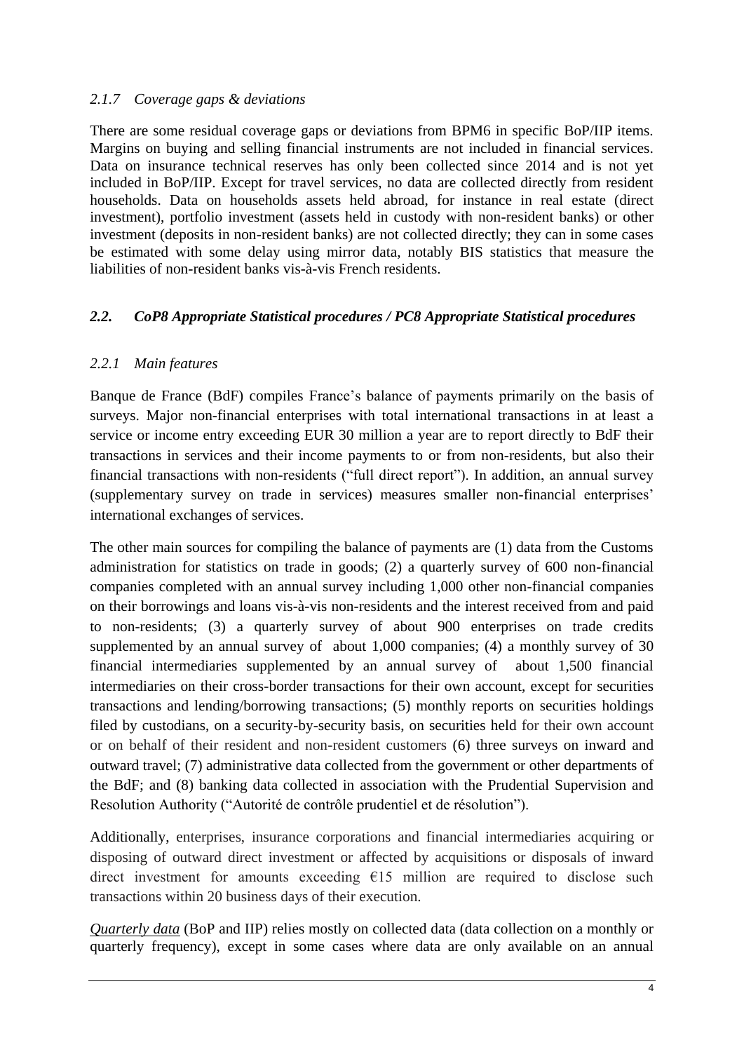### *2.1.7 Coverage gaps & deviations*

There are some residual coverage gaps or deviations from BPM6 in specific BoP/IIP items. Margins on buying and selling financial instruments are not included in financial services. Data on insurance technical reserves has only been collected since 2014 and is not yet included in BoP/IIP. Except for travel services, no data are collected directly from resident households. Data on households assets held abroad, for instance in real estate (direct investment), portfolio investment (assets held in custody with non-resident banks) or other investment (deposits in non-resident banks) are not collected directly; they can in some cases be estimated with some delay using mirror data, notably BIS statistics that measure the liabilities of non-resident banks vis-à-vis French residents.

## *2.2. CoP8 Appropriate Statistical procedures / PC8 Appropriate Statistical procedures*

### *2.2.1 Main features*

Banque de France (BdF) compiles France's balance of payments primarily on the basis of surveys. Major non-financial enterprises with total international transactions in at least a service or income entry exceeding EUR 30 million a year are to report directly to BdF their transactions in services and their income payments to or from non-residents, but also their financial transactions with non-residents ("full direct report"). In addition, an annual survey (supplementary survey on trade in services) measures smaller non-financial enterprises' international exchanges of services.

The other main sources for compiling the balance of payments are (1) data from the Customs administration for statistics on trade in goods; (2) a quarterly survey of 600 non-financial companies completed with an annual survey including 1,000 other non-financial companies on their borrowings and loans vis-à-vis non-residents and the interest received from and paid to non-residents; (3) a quarterly survey of about 900 enterprises on trade credits supplemented by an annual survey of about 1,000 companies; (4) a monthly survey of 30 financial intermediaries supplemented by an annual survey of about 1,500 financial intermediaries on their cross-border transactions for their own account, except for securities transactions and lending/borrowing transactions; (5) monthly reports on securities holdings filed by custodians, on a security-by-security basis, on securities held for their own account or on behalf of their resident and non-resident customers (6) three surveys on inward and outward travel; (7) administrative data collected from the government or other departments of the BdF; and (8) banking data collected in association with the Prudential Supervision and Resolution Authority ("Autorité de contrôle prudentiel et de résolution").

Additionally, enterprises, insurance corporations and financial intermediaries acquiring or disposing of outward direct investment or affected by acquisitions or disposals of inward direct investment for amounts exceeding €15 million are required to disclose such transactions within 20 business days of their execution.

*Quarterly data* (BoP and IIP) relies mostly on collected data (data collection on a monthly or quarterly frequency), except in some cases where data are only available on an annual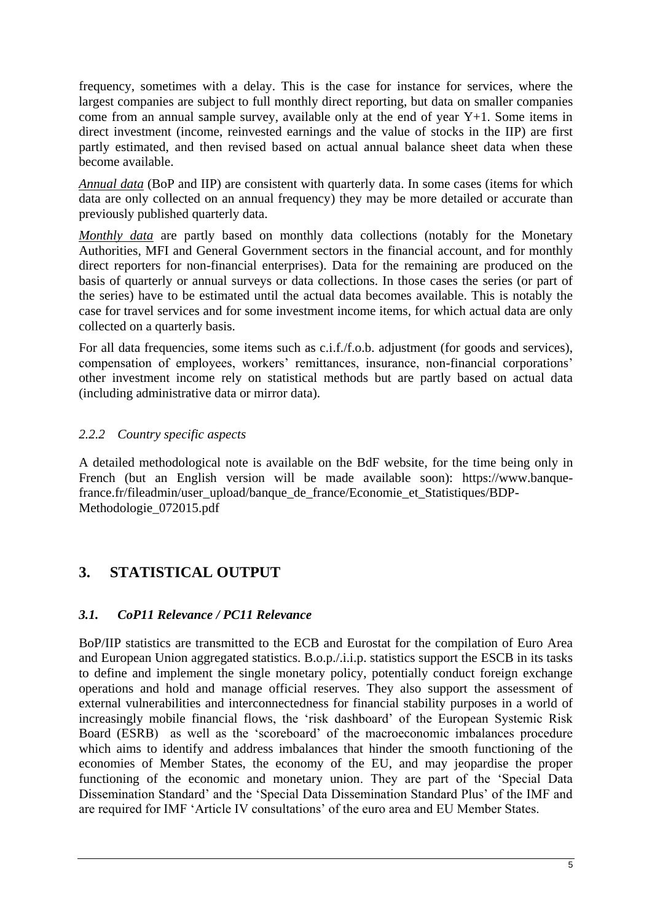frequency, sometimes with a delay. This is the case for instance for services, where the largest companies are subject to full monthly direct reporting, but data on smaller companies come from an annual sample survey, available only at the end of year Y+1. Some items in direct investment (income, reinvested earnings and the value of stocks in the IIP) are first partly estimated, and then revised based on actual annual balance sheet data when these become available.

*Annual data* (BoP and IIP) are consistent with quarterly data. In some cases (items for which data are only collected on an annual frequency) they may be more detailed or accurate than previously published quarterly data.

*Monthly data* are partly based on monthly data collections (notably for the Monetary Authorities, MFI and General Government sectors in the financial account, and for monthly direct reporters for non-financial enterprises). Data for the remaining are produced on the basis of quarterly or annual surveys or data collections. In those cases the series (or part of the series) have to be estimated until the actual data becomes available. This is notably the case for travel services and for some investment income items, for which actual data are only collected on a quarterly basis.

For all data frequencies, some items such as c.i.f./f.o.b. adjustment (for goods and services), compensation of employees, workers' remittances, insurance, non-financial corporations' other investment income rely on statistical methods but are partly based on actual data (including administrative data or mirror data).

### *2.2.2 Country specific aspects*

A detailed methodological note is available on the BdF website, for the time being only in French (but an English version will be made available soon): https://www.banque-france.fr/fileadmin/user_upload/banque_de_france/Economie_et_Statistiques/BDP-Methodologie_072015.pdf

## 3. STATISTICAL OUTPUT

### *3.1. CoP11 Relevance / PC11 Relevance*

BoP/IIP statistics are transmitted to the ECB and Eurostat for the compilation of Euro Area and European Union aggregated statistics. B.o.p./.i.i.p. statistics support the ESCB in its tasks to define and implement the single monetary policy, potentially conduct foreign exchange operations and hold and manage official reserves. They also support the assessment of external vulnerabilities and interconnectedness for financial stability purposes in a world of increasingly mobile financial flows, the 'risk dashboard' of the European Systemic Risk Board (ESRB) as well as the 'scoreboard' of the macroeconomic imbalances procedure which aims to identify and address imbalances that hinder the smooth functioning of the economies of Member States, the economy of the EU, and may jeopardise the proper functioning of the economic and monetary union. They are part of the 'Special Data Dissemination Standard' and the 'Special Data Dissemination Standard Plus' of the IMF and are required for IMF 'Article IV consultations' of the euro area and EU Member States.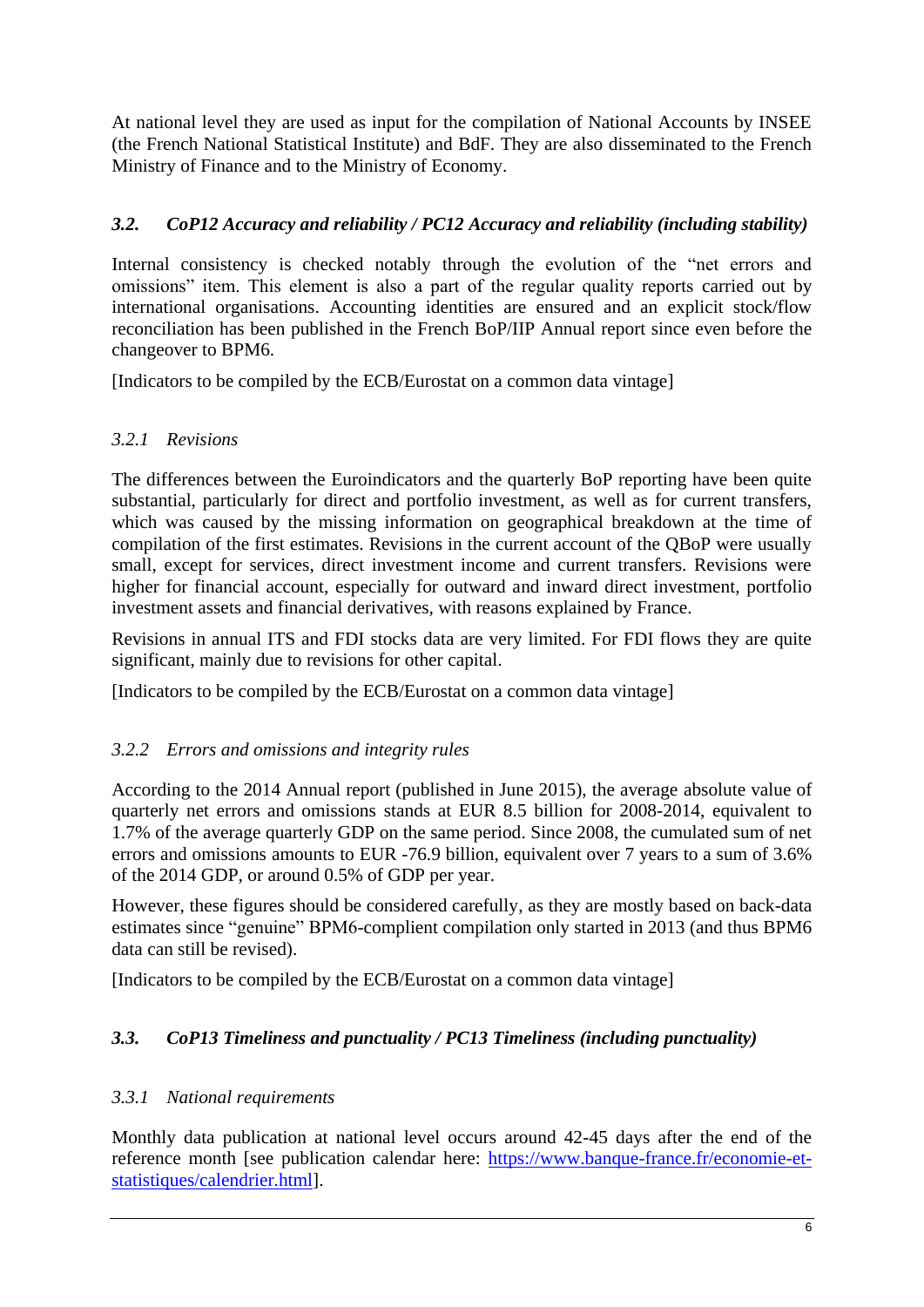At national level they are used as input for the compilation of National Accounts by INSEE (the French National Statistical Institute) and BdF. They are also disseminated to the French Ministry of Finance and to the Ministry of Economy.

### *3.2. CoP12 Accuracy and reliability / PC12 Accuracy and reliability (including stability)*

Internal consistency is checked notably through the evolution of the "net errors and omissions" item. This element is also a part of the regular quality reports carried out by international organisations. Accounting identities are ensured and an explicit stock/flow reconciliation has been published in the French BoP/IIP Annual report since even before the changeover to BPM6.

[Indicators to be compiled by the ECB/Eurostat on a common data vintage]

#### *3.2.1 Revisions*

The differences between the Euroindicators and the quarterly BoP reporting have been quite substantial, particularly for direct and portfolio investment, as well as for current transfers, which was caused by the missing information on geographical breakdown at the time of compilation of the first estimates. Revisions in the current account of the QBoP were usually small, except for services, direct investment income and current transfers. Revisions were higher for financial account, especially for outward and inward direct investment, portfolio investment assets and financial derivatives, with reasons explained by France.

Revisions in annual ITS and FDI stocks data are very limited. For FDI flows they are quite significant, mainly due to revisions for other capital.

[Indicators to be compiled by the ECB/Eurostat on a common data vintage]

#### *3.2.2 Errors and omissions and integrity rules*

According to the 2014 Annual report (published in June 2015), the average absolute value of quarterly net errors and omissions stands at EUR 8.5 billion for 2008-2014, equivalent to 1.7% of the average quarterly GDP on the same period. Since 2008, the cumulated sum of net errors and omissions amounts to EUR -76.9 billion, equivalent over 7 years to a sum of 3.6% of the 2014 GDP, or around 0.5% of GDP per year.

However, these figures should be considered carefully, as they are mostly based on back-data estimates since "genuine" BPM6-complient compilation only started in 2013 (and thus BPM6 data can still be revised).

[Indicators to be compiled by the ECB/Eurostat on a common data vintage]

### *3.3. CoP13 Timeliness and punctuality / PC13 Timeliness (including punctuality)*

#### *3.3.1 National requirements*

Monthly data publication at national level occurs around 42-45 days after the end of the reference month [see publication calendar here: https://www.banque-france.fr/economie-et-statistiques/calendrier.html].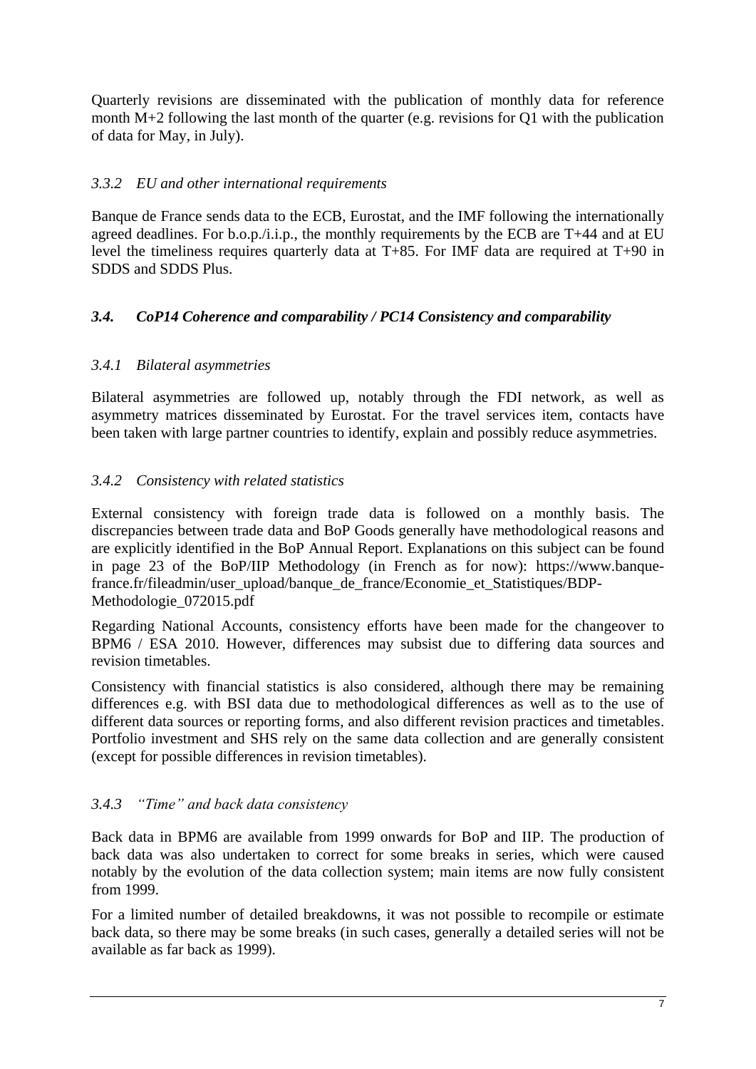Quarterly revisions are disseminated with the publication of monthly data for reference month M+2 following the last month of the quarter (e.g. revisions for Q1 with the publication of data for May, in July).

#### *3.3.2 EU and other international requirements*

Banque de France sends data to the ECB, Eurostat, and the IMF following the internationally agreed deadlines. For b.o.p./i.i.p., the monthly requirements by the ECB are T+44 and at EU level the timeliness requires quarterly data at T+85. For IMF data are required at T+90 in SDDS and SDDS Plus.

### *3.4. CoP14 Coherence and comparability / PC14 Consistency and comparability*

#### *3.4.1 Bilateral asymmetries*

Bilateral asymmetries are followed up, notably through the FDI network, as well as asymmetry matrices disseminated by Eurostat. For the travel services item, contacts have been taken with large partner countries to identify, explain and possibly reduce asymmetries.

#### *3.4.2 Consistency with related statistics*

External consistency with foreign trade data is followed on a monthly basis. The discrepancies between trade data and BoP Goods generally have methodological reasons and are explicitly identified in the BoP Annual Report. Explanations on this subject can be found in page 23 of the BoP/IIP Methodology (in French as for now): https://www.banque-france.fr/fileadmin/user_upload/banque_de_france/Economie_et_Statistiques/BDP-Methodologie_072015.pdf

Regarding National Accounts, consistency efforts have been made for the changeover to BPM6 / ESA 2010. However, differences may subsist due to differing data sources and revision timetables.

Consistency with financial statistics is also considered, although there may be remaining differences e.g. with BSI data due to methodological differences as well as to the use of different data sources or reporting forms, and also different revision practices and timetables. Portfolio investment and SHS rely on the same data collection and are generally consistent (except for possible differences in revision timetables).

#### *3.4.3 "Time" and back data consistency*

Back data in BPM6 are available from 1999 onwards for BoP and IIP. The production of back data was also undertaken to correct for some breaks in series, which were caused notably by the evolution of the data collection system; main items are now fully consistent from 1999.

For a limited number of detailed breakdowns, it was not possible to recompile or estimate back data, so there may be some breaks (in such cases, generally a detailed series will not be available as far back as 1999).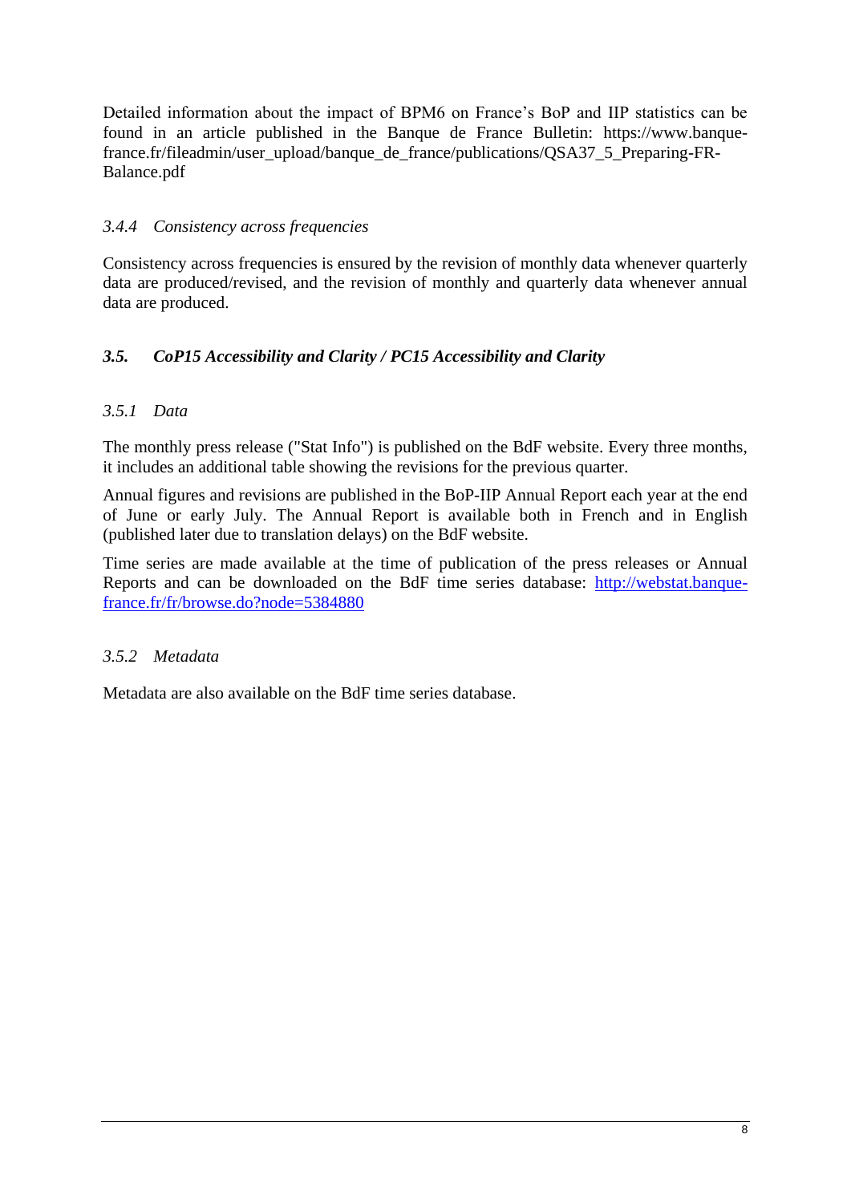Detailed information about the impact of BPM6 on France's BoP and IIP statistics can be found in an article published in the Banque de France Bulletin: https://www.banque-france.fr/fileadmin/user_upload/banque_de_france/publications/QSA37_5_Preparing-FR-Balance.pdf

### *3.4.4 Consistency across frequencies*

Consistency across frequencies is ensured by the revision of monthly data whenever quarterly data are produced/revised, and the revision of monthly and quarterly data whenever annual data are produced.

## ***3.5. CoP15 Accessibility and Clarity / PC15 Accessibility and Clarity***

### *3.5.1 Data*

The monthly press release ("Stat Info") is published on the BdF website. Every three months, it includes an additional table showing the revisions for the previous quarter.

Annual figures and revisions are published in the BoP-IIP Annual Report each year at the end of June or early July. The Annual Report is available both in French and in English (published later due to translation delays) on the BdF website.

Time series are made available at the time of publication of the press releases or Annual Reports and can be downloaded on the BdF time series database: [http://webstat.banque-france.fr/fr/browse.do?node=5384880](http://webstat.banque-france.fr/fr/browse.do?node=5384880)

### *3.5.2 Metadata*

Metadata are also available on the BdF time series database.